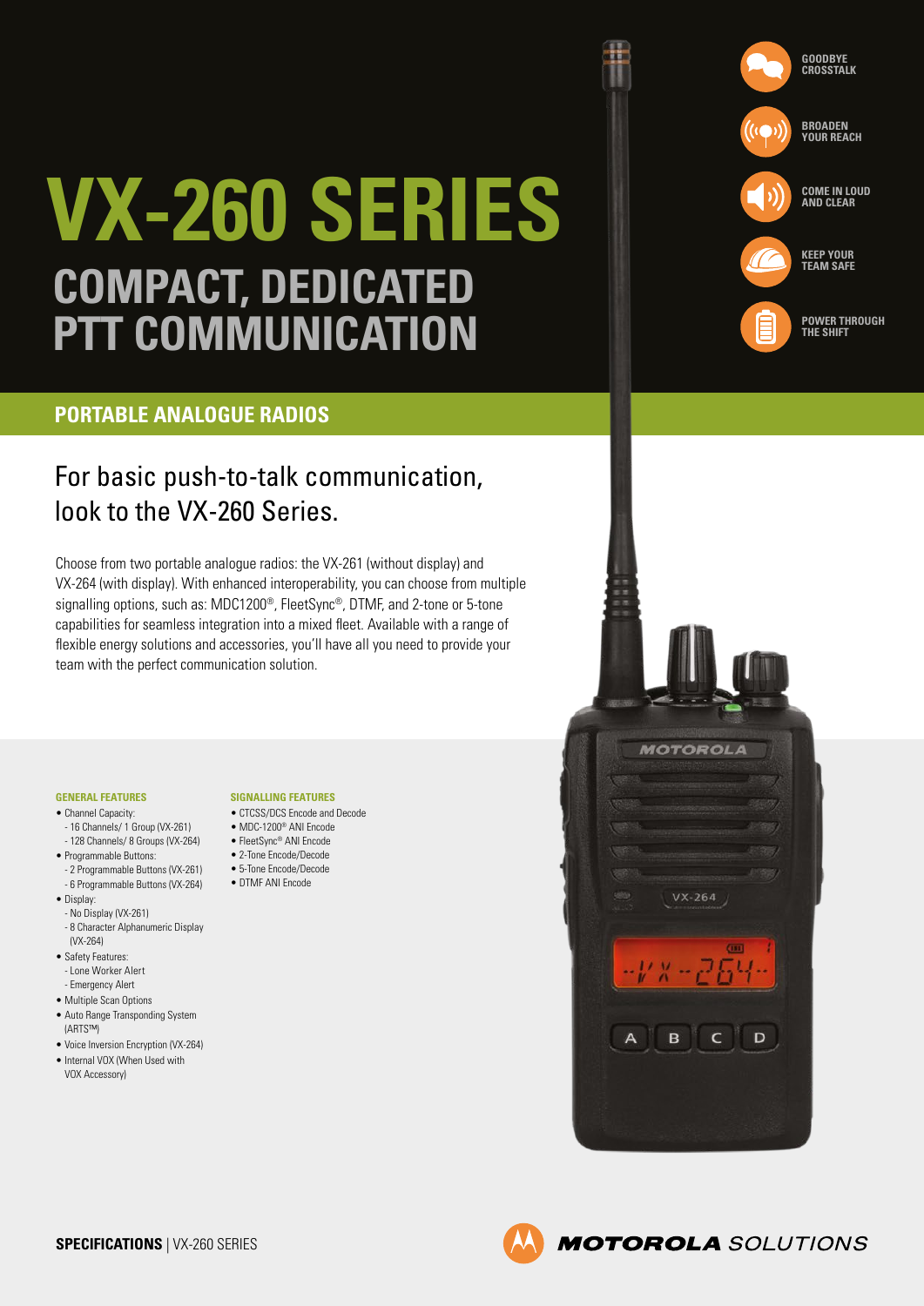# VX-260 SERIES

## COMPACT, DEDICATED PTT COMMUNICATION

- GOODBYE CROSSTALK
- BROADEN YOUR REACH
- COME IN LOUD AND CLEAR
- KEEP YOUR TEAM SAFE
- POWER THROUGH THE SHIFT

## PORTABLE ANALOGUE RADIOS

### For basic push-to-talk communication, look to the VX-260 Series.

Choose from two portable analogue radios: the VX-261 (without display) and VX-264 (with display). With enhanced interoperability, you can choose from multiple signalling options, such as: MDC1200®, FleetSync®, DTMF, and 2-tone or 5-tone capabilities for seamless integration into a mixed fleet. Available with a range of flexible energy solutions and accessories, you'll have all you need to provide your team with the perfect communication solution.

#### GENERAL FEATURES

- Channel Capacity:
  - 16 Channels/ 1 Group (VX-261)
  - 128 Channels/ 8 Groups (VX-264)
- Programmable Buttons:
  - 2 Programmable Buttons (VX-261)
  - 6 Programmable Buttons (VX-264)
- Display:
  - No Display (VX-261)
  - 8 Character Alphanumeric Display (VX-264)
- Safety Features:
  - Lone Worker Alert
  - Emergency Alert
- Multiple Scan Options
- Auto Range Transponding System (ARTS™)
- Voice Inversion Encryption (VX-264)
- Internal VOX (When Used with VOX Accessory)

#### SIGNALLING FEATURES

- CTCSS/DCS Encode and Decode
- MDC-1200® ANI Encode
- FleetSync® ANI Encode
- 2-Tone Encode/Decode
- 5-Tone Encode/Decode
- DTMF ANI Encode

**SPECIFICATIONS** | VX-260 SERIES

MOTOROLA SOLUTIONS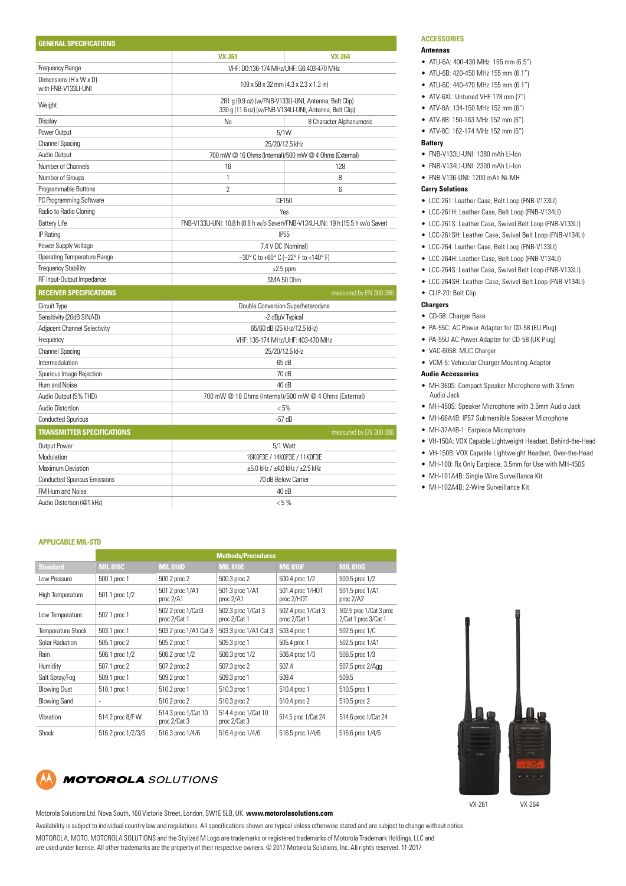## GENERAL SPECIFICATIONS

| | VX-261 | VX-264 |
|---|---|---|
| Frequency Range | VHF: D0:136-174 MHz/UHF: G6:403-470 MHz | |
| Dimensions (H x W x D) with FNB-V133LI-UNI | 109 x 58 x 32 mm (4.3 x 2.3 x 1.3 in) | |
| Weight | 281 g (9.9 oz) (w/FNB-V133LI-UNI, Antenna, Belt Clip) 330 g (11.6 oz) (w/FNB-V134LI-UNI, Antenna, Belt Clip) | |
| Display | No | 8 Character Alphanumeric |
| Power Output | 5/1W | |
| Channel Spacing | 25/20/12.5 kHz | |
| Audio Output | 700 mW @ 16 Ohms (Internal)/500 mW @ 4 Ohms (External) | |
| Number of Channels | 16 | 128 |
| Number of Groups | 1 | 8 |
| Programmable Buttons | 2 | 6 |
| PC Programming Software | CE150 | |
| Radio to Radio Cloning | Yes | |
| Battery Life | FNB-V133LI-UNI: 10.8 h (8.8 h w/o Saver)/FNB-V134LI-UNI: 19 h (15.5 h w/o Saver) | |
| IP Rating | IP55 | |
| Power Supply Voltage | 7.4 V DC (Nominal) | |
| Operating Temperature Range | −30° C to +60° C (−22° F to +140° F) | |
| Frequency Stability | ±2.5 ppm | |
| RF Input-Output Impedance | SMA 50 Ohm | |

## RECEIVER SPECIFICATIONS

measured by EN 300 086

| | |
|---|---|
| Circuit Type | Double Conversion Superheterodyne |
| Sensitivity (20dB SINAD) | -2 dBµV Typical |
| Adjacent Channel Selectivity | 65/60 dB (25 kHz/12.5 kHz) |
| Frequency | VHF: 136-174 MHz/UHF: 403-470 MHz |
| Channel Spacing | 25/20/12.5 kHz |
| Intermodulation | 65 dB |
| Spurious Image Rejection | 70 dB |
| Hum and Noise | 40 dB |
| Audio Output (5% THD) | 700 mW @ 16 Ohms (Internal)/500 mW @ 4 Ohms (External) |
| Audio Distortion | < 5% |
| Conducted Spurious | -57 dB |

## TRANSMITTER SPECIFICATIONS

measured by EN 300 086

| | |
|---|---|
| Output Power | 5/1 Watt |
| Modulation | 16K0F3E / 14K0F3E / 11K0F3E |
| Maximum Deviation | ±5.0 kHz / ±4.0 kHz / ±2.5 kHz |
| Conducted Spurious Emissions | 70 dB Below Carrier |
| FM Hum and Noise | 40 dB |
| Audio Distortion (@1 kHz) | < 5 % |

## ACCESSORIES

### Antennas

- ATU-6A: 400-430 MHz 165 mm (6.5")
- ATU-6B: 420-450 MHz 155 mm (6.1")
- ATU-6C: 440-470 MHz 155 mm (6.1")
- ATV-6XL: Untuned VHF 178 mm (7")
- ATV-8A: 134-150 MHz 152 mm (6")
- ATV-8B: 150-163 MHz 152 mm (6")
- ATV-8C: 162-174 MHz 152 mm (6")

### Battery

- FNB-V133LI-UNI: 1380 mAh Li-Ion
- FNB-V134LI-UNI: 2300 mAh Li-Ion
- FNB-V136-UNI: 1200 mAh Ni-MH

### Carry Solutions

- LCC-261: Leather Case, Belt Loop (FNB-V133LI)
- LCC-261H: Leather Case, Belt Loop (FNB-V134LI)
- LCC-261S: Leather Case, Swivel Belt Loop (FNB-V133LI)
- LCC-261SH: Leather Case, Swivel Belt Loop (FNB-V134LI)
- LCC-264: Leather Case, Belt Loop (FNB-V133LI)
- LCC-264H: Leather Case, Belt Loop (FNB-V134LI)
- LCC-264S: Leather Case, Swivel Belt Loop (FNB-V133LI)
- LCC-264SH: Leather Case, Swivel Belt Loop (FNB-V134LI)
- CLIP-20: Belt Clip

### Chargers

- CD-58: Charger Base
- PA-55C: AC Power Adapter for CD-58 (EU Plug)
- PA-55U AC Power Adapter for CD-58 (UK Plug)
- VAC-6058: MUC Charger
- VCM-5: Vehicular Charger Mounting Adaptor

### Audio Accessories

- MH-360S: Compact Speaker Microphone with 3.5mm Audio Jack
- MH-450S: Speaker Microphone with 3.5mm Audio Jack
- MH-66A4B: IP57 Submersible Speaker Microphone
- MH-37A4B-1: Earpiece Microphone
- VH-150A: VOX Capable Lightweight Headset, Behind-the-Head
- VH-150B: VOX Capable Lightweight Headset, Over-the-Head
- MH-100: Rx Only Earpiece, 3.5mm for Use with MH-450S
- MH-101A4B: Single Wire Surveillance Kit
- MH-102A4B: 2-Wire Surveillance Kit

## APPLICABLE MIL-STD

| | Methods/Procedures | | | | |
|---|---|---|---|---|---|
| Standard | MIL 810C | MIL 810D | MIL 810E | MIL 810F | MIL 810G |
| Low Pressure | 500.1 proc 1 | 500.2 proc 2 | 500.3 proc 2 | 500.4 proc 1/2 | 500.5 proc 1/2 |
| High Temperature | 501.1 proc 1/2 | 501.2 proc 1/A1 proc 2/A1 | 501.3 proc 1/A1 proc 2/A1 | 501.4 proc 1/HOT proc 2/HOT | 501.5 proc 1/A1 proc 2/A2 |
| Low Temperature | 502.1 proc 1 | 502.2 proc 1/Cat3 proc 2/Cat 1 | 502.3 proc 1/Cat 3 proc 2/Cat 1 | 502.4 proc 1/Cat 3 proc 2/Cat 1 | 502.5 proc 1/Cat 3 proc 2/Cat 1 proc 3/Cat 1 |
| Temperature Shock | 503.1 proc 1 | 503.2 proc 1/A1 Cat 3 | 503.3 proc 1/A1 Cat 3 | 503.4 proc 1 | 502.5 proc 1/C |
| Solar Radiation | 505.1 proc 2 | 505.2 proc 1 | 505.3 proc 1 | 505.4 proc 1 | 502.5 proc 1/A1 |
| Rain | 506.1 proc 1/2 | 506.2 proc 1/2 | 506.3 proc 1/2 | 506.4 proc 1/3 | 506.5 proc 1/3 |
| Humidity | 507.1 proc 2 | 507.2 proc 2 | 507.3 proc 2 | 507.4 | 507.5 proc 2/Agg |
| Salt Spray/Fog | 509.1 proc 1 | 509.2 proc 1 | 509.3 proc 1 | 509.4 | 509.5 |
| Blowing Dust | 510.1 proc 1 | 510.2 proc 1 | 510.3 proc 1 | 510.4 proc 1 | 510.5 proc 1 |
| Blowing Sand | - | 510.2 proc 2 | 510.3 proc 2 | 510.4 proc 2 | 510.5 proc 2 |
| Vibration | 514.2 proc 8/F W | 514.3 proc 1/Cat 10 proc 2/Cat 3 | 514.4 proc 1/Cat 10 proc 2/Cat 3 | 514.5 proc 1/Cat 24 | 514.6 proc 1/Cat 24 |
| Shock | 516.2 proc 1/2/3/5 | 516.3 proc 1/4/6 | 516.4 proc 1/4/6 | 516.5 proc 1/4/6 | 516.6 proc 1/4/6 |

VX-261 VX-264

MOTOROLA SOLUTIONS

Motorola Solutions Ltd. Nova South, 160 Victoria Street, London, SW1E 5LB, UK. **www.motorolasolutions.com**

Availability is subject to individual country law and regulations. All specifications shown are typical unless otherwise stated and are subject to change without notice.

MOTOROLA, MOTO, MOTOROLA SOLUTIONS and the Stylized M Logo are trademarks or registered trademarks of Motorola Trademark Holdings, LLC and are used under license. All other trademarks are the property of their respective owners. © 2017 Motorola Solutions, Inc. All rights reserved. 11-2017